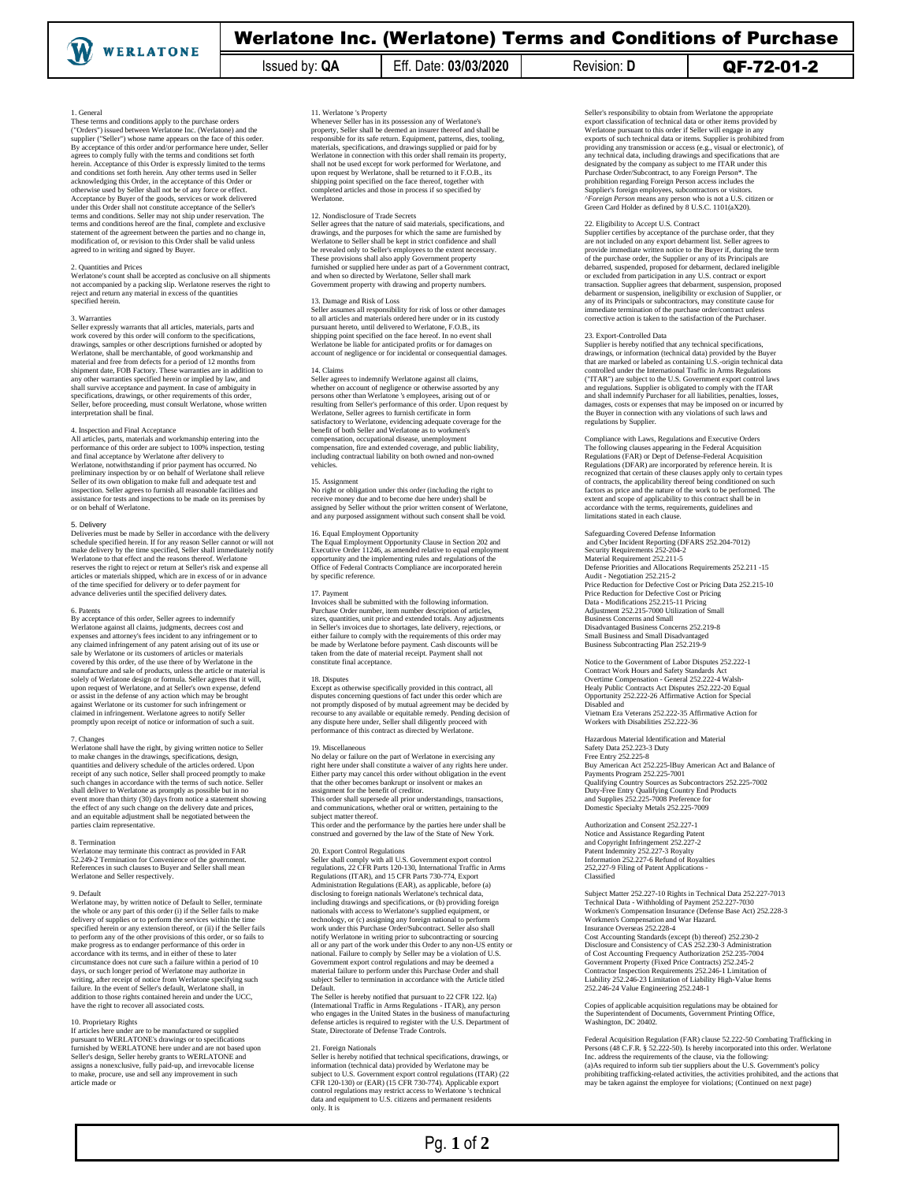# Werlatone Inc. (Werlatone) Terms and Conditions of Purchase

| Issued by: **QA** | Eff. Date: **03/03/2020** | Revision: **D** | **QF-72-01-2** |
|---|---|---|---|

1. General
These terms and conditions apply to the purchase orders ("Orders") issued between Werlatone Inc. (Werlatone) and the supplier ("Seller") whose name appears on the face of this order. By acceptance of this order and/or performance here under, Seller agrees to comply fully with the terms and conditions set forth herein. Acceptance of this Order is expressly limited to the terms and conditions set forth herein. Any other terms used in Seller acknowledging this Order, in the acceptance of this Order or otherwise used by Seller shall not be of any force or effect. Acceptance by Buyer of the goods, services or work delivered under this Order shall not constitute acceptance of the Seller's terms and conditions. Seller may not ship under reservation. The terms and conditions hereof are the final, complete and exclusive statement of the agreement between the parties and no change in, modification of, or revision to this Order shall be valid unless agreed to in writing and signed by Buyer.

2. Quantities and Prices
Werlatone's count shall be accepted as conclusive on all shipments not accompanied by a packing slip. Werlatone reserves the right to reject and return any material in excess of the quantities specified herein.

3. Warranties
Seller expressly warrants that all articles, materials, parts and work covered by this order will conform to the specifications, drawings, samples or other descriptions furnished or adopted by Werlatone, shall be merchantable, of good workmanship and material and free from defects for a period of 12 months from shipment date, FOB Factory. These warranties are in addition to any other warranties specified herein or implied by law, and shall survive acceptance and payment. In case of ambiguity in specifications, drawings, or other requirements of this order, Seller, before proceeding, must consult Werlatone, whose written interpretation shall be final.

4. Inspection and Final Acceptance
All articles, parts, materials and workmanship entering into the performance of this order are subject to 100% inspection, testing and final acceptance by Werlatone after delivery to Werlatone, notwithstanding if prior payment has occurred. No preliminary inspection by or on behalf of Werlatone shall relieve Seller of its own obligation to make full and adequate test and inspection. Seller agrees to furnish all reasonable facilities and assistance for tests and inspections to be made on its premises by or on behalf of Werlatone.

5. Delivery
Deliveries must be made by Seller in accordance with the delivery schedule specified herein. If for any reason Seller cannot or will not make delivery by the time specified, Seller shall immediately notify Werlatone to that effect and the reasons thereof. Werlatone reserves the right to reject or return at Seller's risk and expense all articles or materials shipped, which are in excess of or in advance of the time specified for delivery or to defer payment for advance deliveries until the specified delivery dates.

6. Patents
By acceptance of this order, Seller agrees to indemnify Werlatone against all claims, judgments, decrees cost and expenses and attorney's fees incident to any infringement or to any claimed infringement of any patent arising out of its use or sale by Werlatone or its customers of articles or materials covered by this order, of the use there of by Werlatone in the manufacture and sale of products, unless the article or material is solely of Werlatone design or formula. Seller agrees that it will, upon request of Werlatone, and at Seller's own expense, defend or assist in the defense of any action which may be brought against Werlatone or its customer for such infringement or claimed in infringement. Werlatone agrees to notify Seller promptly upon receipt of notice or information of such a suit.

7. Changes
Werlatone shall have the right, by giving written notice to Seller to make changes in the drawings, specifications, design, quantities and delivery schedule of the articles ordered. Upon receipt of any such notice, Seller shall proceed promptly to make such changes in accordance with the terms of such notice. Seller shall deliver to Werlatone as promptly as possible but in no event more than thirty (30) days from notice a statement showing the effect of any such change on the delivery date and prices, and an equitable adjustment shall be negotiated between the parties claim representative.

8. Termination
Werlatone may terminate this contract as provided in FAR 52.249-2 Termination for Convenience of the government. References in such clauses to Buyer and Seller shall mean Werlatone and Seller respectively.

9. Default
Werlatone may, by written notice of Default to Seller, terminate the whole or any part of this order (i) if the Seller fails to make delivery of supplies or to perform the services within the time specified herein or any extension thereof, or (ii) if the Seller fails to perform any of the other provisions of this order, or so fails to make progress as to endanger performance of this order in accordance with its terms, and in either of these to later circumstance does not cure such a failure within a period of 10 days, or such longer period of Werlatone may authorize in writing, after receipt of notice from Werlatone specifying such failure. In the event of Seller's default, Werlatone shall, in addition to those rights contained herein and under the UCC, have the right to recover all associated costs.

10. Proprietary Rights
If articles here under are to be manufactured or supplied pursuant to WERLATONE's drawings or to specifications furnished by WERLATONE here under and are not based upon Seller's design, Seller hereby grants to WERLATONE and assigns a nonexclusive, fully paid-up, and irrevocable license to make, procure, use and sell any improvement in such article made or

11. Werlatone 's Property
Whenever Seller has in its possession any of Werlatone's property, Seller shall be deemed an insurer thereof and shall be responsible for its safe return. Equipment, patterns, dies, tooling, materials, specifications, and drawings supplied or paid for by Werlatone in connection with this order shall remain its property, shall not be used except for work performed for Werlatone, and upon request by Werlatone, shall be returned to it F.O.B., its shipping point specified on the face thereof, together with completed articles and those in process if so specified by Werlatone.

12. Nondisclosure of Trade Secrets
Seller agrees that the nature of said materials, specifications, and drawings, and the purposes for which the same are furnished by Werlatone to Seller shall be kept in strict confidence and shall be revealed only to Seller's employees to the extent necessary. These provisions shall also apply Government property furnished or supplied here under as part of a Government contract, and when so directed by Werlatone, Seller shall mark Government property with drawing and property numbers.

13. Damage and Risk of Loss
Seller assumes all responsibility for risk of loss or other damages to all articles and materials ordered here under or in its custody pursuant hereto, until delivered to Werlatone, F.O.B., its shipping point specified on the face hereof. In no event shall Werlatone be liable for anticipated profits or for damages on account of negligence or for incidental or consequential damages.

14. Claims
Seller agrees to indemnify Werlatone against all claims, whether on account of negligence or otherwise assorted by any persons other than Werlatone 's employees, arising out of or resulting from Seller's performance of this order. Upon request by Werlatone, Seller agrees to furnish certificate in form satisfactory to Werlatone, evidencing adequate coverage for the benefit of both Seller and Werlatone as to workmen's compensation, occupational disease, unemployment compensation, fire and extended coverage, and public liability, including contractual liability on both owned and non-owned vehicles.

15. Assignment
No right or obligation under this order (including the right to receive money due and to become due here under) shall be assigned by Seller without the prior written consent of Werlatone, and any purposed assignment without such consent shall be void.

16. Equal Employment Opportunity
The Equal Employment Opportunity Clause in Section 202 and Executive Order 11246, as amended relative to equal employment opportunity and the implementing rules and regulations of the Office of Federal Contracts Compliance are incorporated herein by specific reference.

17. Payment
Invoices shall be submitted with the following information. Purchase Order number, item number description of articles, sizes, quantities, unit price and extended totals. Any adjustments in Seller's invoices due to shortages, late delivery, rejections, or either failure to comply with the requirements of this order may be made by Werlatone before payment. Cash discounts will be taken from the date of material receipt. Payment shall not constitute final acceptance.

18. Disputes
Except as otherwise specifically provided in this contract, all disputes concerning questions of fact under this order which are not promptly disposed of by mutual agreement may be decided by recourse to any available or equitable remedy. Pending decision of any dispute here under, Seller shall diligently proceed with performance of this contract as directed by Werlatone.

19. Miscellaneous
No delay or failure on the part of Werlatone in exercising any right here under shall constitute a waiver of any rights here under. Either party may cancel this order without obligation in the event that the other becomes bankrupt or insolvent or makes an assignment for the benefit of creditor.
This order shall supersede all prior understandings, transactions, and communications, whether oral or written, pertaining to the subject matter thereof.
This order and the performance by the parties here under shall be construed and governed by the law of the State of New York.

20. Export Control Regulations
Seller shall comply with all U.S. Government export control regulations, 22 CFR Parts 120-130, International Traffic in Arms Regulations (ITAR), and 15 CFR Parts 730-774, Export Administration Regulations (EAR), as applicable, before (a) disclosing to foreign nationals Werlatone's technical data, including drawings and specifications, or (b) providing foreign nationals with access to Werlatone's supplied equipment, or technology, or (c) assigning any foreign national to perform work under this Purchase Order/Subcontract. Seller also shall notify Werlatone in writing prior to subcontracting or sourcing all or any part of the work under this Order to any non-US entity or national. Failure to comply by Seller may be a violation of U.S. Government export control regulations and may be deemed a material failure to perform under this Purchase Order and shall subject Seller to termination in accordance with the Article titled Default.
The Seller is hereby notified that pursuant to 22 CFR 122. l(a) (International Traffic in Arms Regulations - ITAR), any person who engages in the United States in the business of manufacturing defense articles is required to register with the U.S. Department of State, Directorate of Defense Trade Controls.

21. Foreign Nationals
Seller is hereby notified that technical specifications, drawings, or information (technical data) provided by Werlatone may be subject to U.S. Government export control regulations (ITAR) (22 CFR 120-130) or (EAR) (15 CFR 730-774). Applicable export control regulations may restrict access to Werlatone 's technical data and equipment to U.S. citizens and permanent residents only. It is Seller's responsibility to obtain from Werlatone the appropriate export classification of technical data or other items provided by Werlatone pursuant to this order if Seller will engage in any exports of such technical data or items. Supplier is prohibited from providing any transmission or access (e.g., visual or electronic), of any technical data, including drawings and specifications that are designated by the company as subject to me ITAR under this Purchase Order/Subcontract, to any Foreign Person*. The prohibition regarding Foreign Person access includes the Supplier's foreign employees, subcontractors or visitors.
*^Foreign Person* means any person who is not a U.S. citizen or Green Card Holder as defined by 8 U.S.C. 1101(aX20).

22. Eligibility to Accept U.S. Contract
Supplier certifies by acceptance of the purchase order, that they are not included on any export debarment list. Seller agrees to provide immediate written notice to the Buyer if, during the term of the purchase order, the Supplier or any of its Principals are debarred, suspended, proposed for debarment, declared ineligible or excluded from participation in any U.S. contract or export transaction. Supplier agrees that debarment, suspension, proposed debarment or suspension, ineligibility or exclusion of Supplier, or any of its Principals or subcontractors, may constitute cause for immediate termination of the purchase order/contract unless corrective action is taken to the satisfaction of the Purchaser.

23. Export-Controlled Data
Supplier is hereby notified that any technical specifications, drawings, or information (technical data) provided by the Buyer that are marked or labeled as containing U.S.-origin technical data controlled under the International Traffic in Arms Regulations ("ITAR") are subject to the U.S. Government export control laws and regulations. Supplier is obligated to comply with the ITAR and shall indemnify Purchaser for all liabilities, penalties, losses, damages, costs or expenses that may be imposed on or incurred by the Buyer in connection with any violations of such laws and regulations by Supplier.

Compliance with Laws, Regulations and Executive Orders
The following clauses appearing in the Federal Acquisition Regulations (FAR) or Dept of Defense-Federal Acquisition Regulations (DFAR) are incorporated by reference herein. It is recognized that certain of these clauses apply only to certain types of contracts, the applicability thereof being conditioned on such factors as price and the nature of the work to be performed. The extent and scope of applicability to this contract shall be in accordance with the terms, requirements, guidelines and limitations stated in each clause.

Safeguarding Covered Defense Information
and Cyber Incident Reporting (DFARS 252.204-7012)
Security Requirements 252-204-2
Material Requirement 252.211-5
Defense Priorities and Allocations Requirements 252.211 -15
Audit - Negotiation 252.215-2
Price Reduction for Defective Cost or Pricing Data 252.215-10
Price Reduction for Defective Cost or Pricing
Data - Modifications 252.215-11 Pricing
Adjustment 252.215-7000 Utilization of Small
Business Concerns and Small
Disadvantaged Business Concerns 252.219-8
Small Business and Small Disadvantaged
Business Subcontracting Plan 252.219-9

Notice to the Government of Labor Disputes 252.222-1
Contract Work Hours and Safety Standards Act
Overtime Compensation - General 252.222-4 Walsh-Healy Public Contracts Act Disputes 252.222-20 Equal Opportunity 252.222-26 Affirmative Action for Special Disabled and
Vietnam Era Veterans 252.222-35 Affirmative Action for Workers with Disabilities 252.222-36

Hazardous Material Identification and Material
Safety Data 252.223-3 Duty
Free Entry 252.225-8
Buy American Act 252.225-lBuy American Act and Balance of Payments Program 252.225-7001
Qualifying Country Sources as Subcontractors 252.225-7002
Duty-Free Entry Qualifying Country End Products and Supplies 252.225-7008 Preference for Domestic Specialty Metals 252.225-7009

Authorization and Consent 252.227-1
Notice and Assistance Regarding Patent and Copyright Infringement 252.227-2
Patent Indemnity 252.227-3 Royalty
Information 252.227-6 Refund of Royalties
252,227-9 Filing of Patent Applications - Classified

Subject Matter 252.227-10 Rights in Technical Data 252.227-7013
Technical Data - Withholding of Payment 252.227-7030
Workmen's Compensation Insurance (Defense Base Act) 252.228-3
Workmen's Compensation and War Hazard.
Insurance Overseas 252.228-4
Cost Accounting Standards (except (b) thereof) 252.230-2
Disclosure and Consistency of CAS 252.230-3 Administration of Cost Accounting Frequency Authorization 252.235-7004
Government Property (Fixed Price Contracts) 252.245-2
Contractor Inspection Requirements 252.246-1 Limitation of Liability 252.246-23 Limitation of Liability High-Value Items
252.246-24 Value Engineering 252.248-1

Copies of applicable acquisition regulations may be obtained for the Superintendent of Documents, Government Printing Office, Washington, DC 20402.

Federal Acquisition Regulation (FAR) clause 52.222-50 Combating Trafficking in Persons (48 C.F.R. § 52.222-50). Is hereby incorporated into this order. Werlatone Inc. address the requirements of the clause, via the following:
(a)As required to inform sub tier suppliers about the U.S. Government's policy prohibiting trafficking-related activities, the activities prohibited, and the actions that may be taken against the employee for violations; (Continued on next page)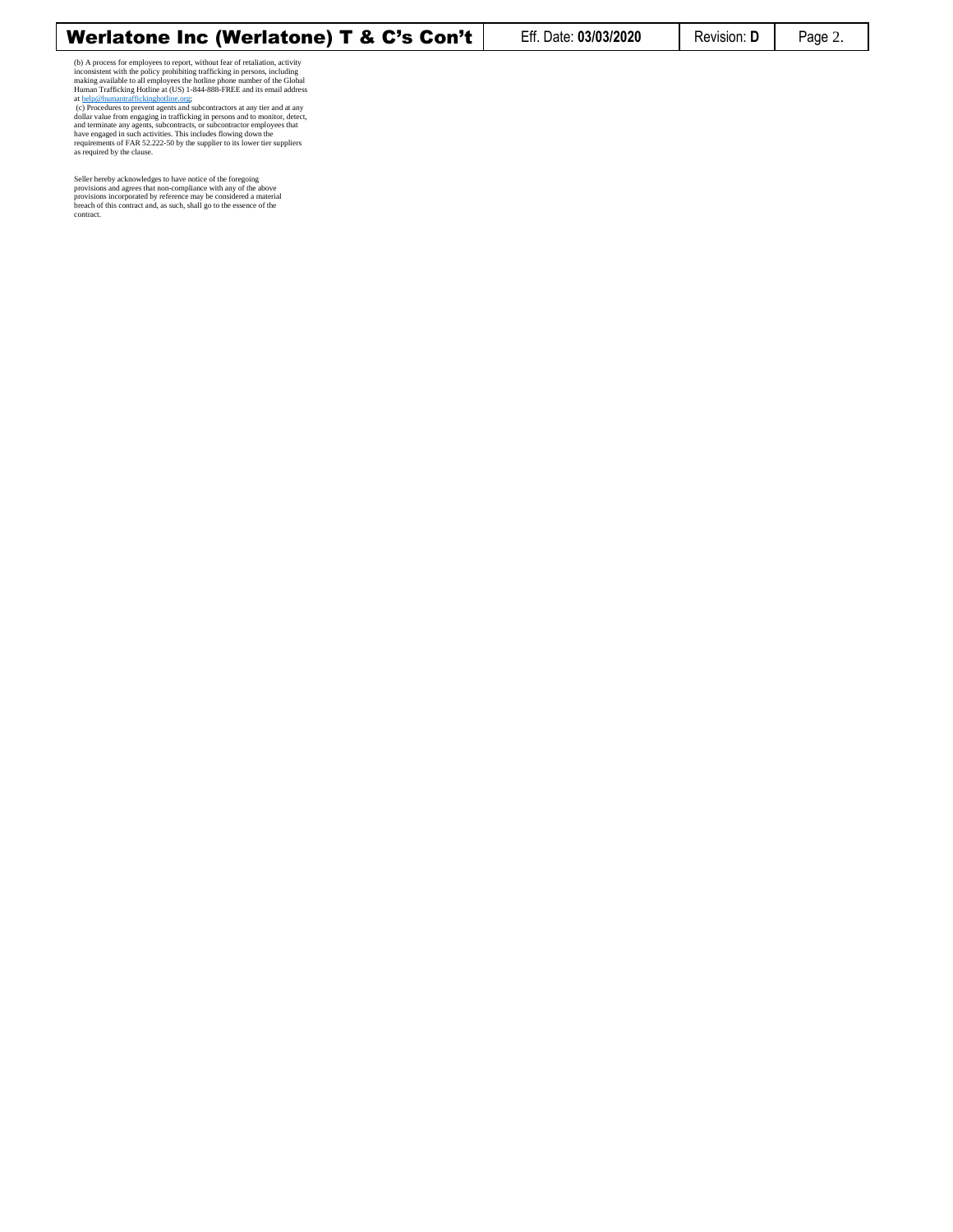(b) A process for employees to report, without fear of retaliation, activity inconsistent with the policy prohibiting trafficking in persons, including making available to all employees the hotline phone number of the Global Human Trafficking Hotline at (US) 1-844-888-FREE and its email address at help@humantraffickinghotline.org;

(c) Procedures to prevent agents and subcontractors at any tier and at any dollar value from engaging in trafficking in persons and to monitor, detect, and terminate any agents, subcontracts, or subcontractor employees that have engaged in such activities. This includes flowing down the requirements of FAR 52.222-50 by the supplier to its lower tier suppliers as required by the clause.

Seller hereby acknowledges to have notice of the foregoing provisions and agrees that non-compliance with any of the above provisions incorporated by reference may be considered a material breach of this contract and, as such, shall go to the essence of the contract.